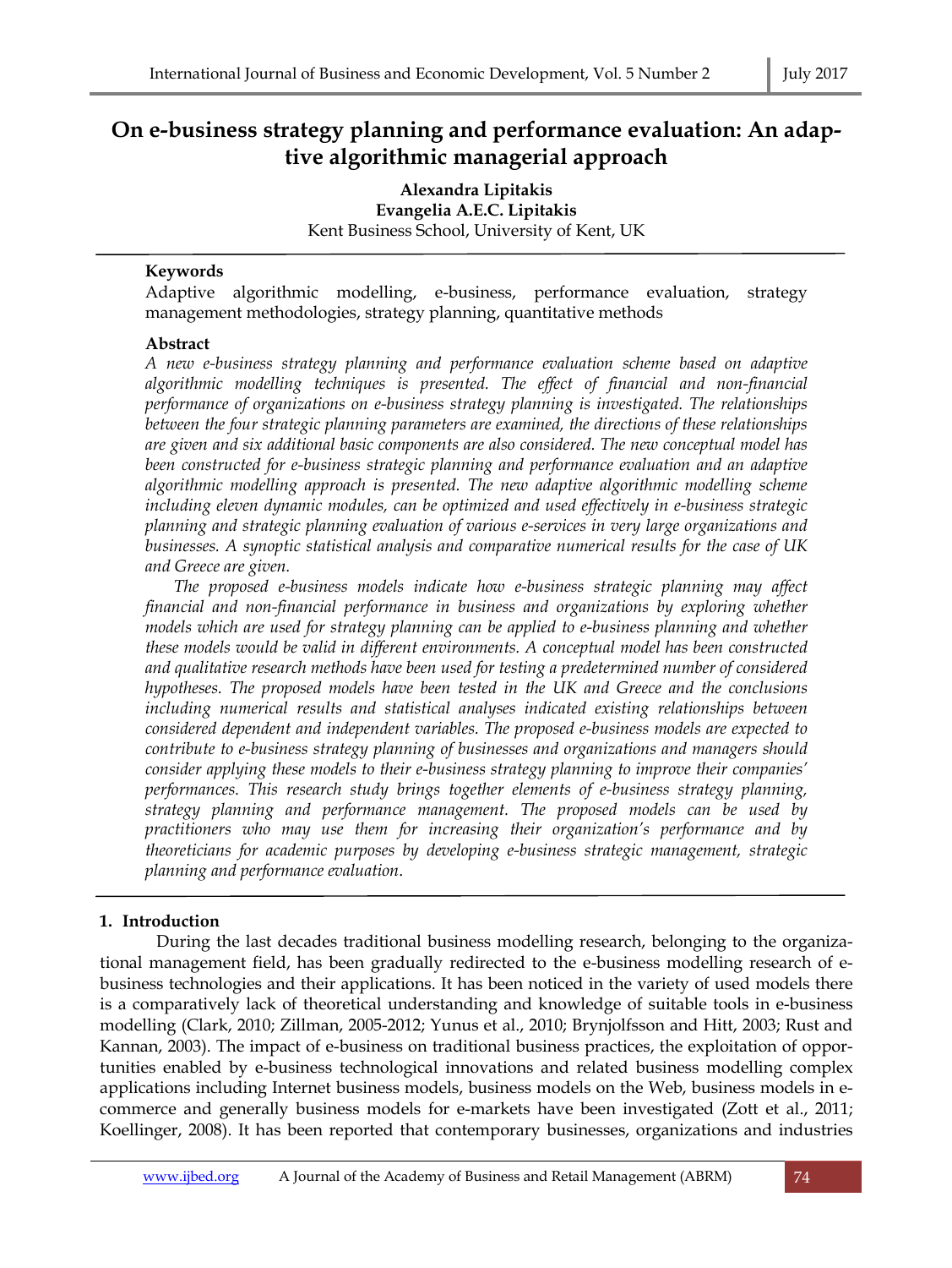# On e-business strategy planning and performance evaluation: An adaptive algorithmic managerial approach

**Alexandra Lipitakis**
**Evangelia A.E.C. Lipitakis**
Kent Business School, University of Kent, UK

### Keywords

Adaptive algorithmic modelling, e-business, performance evaluation, strategy management methodologies, strategy planning, quantitative methods

### Abstract

*A new e-business strategy planning and performance evaluation scheme based on adaptive algorithmic modelling techniques is presented. The effect of financial and non-financial performance of organizations on e-business strategy planning is investigated. The relationships between the four strategic planning parameters are examined, the directions of these relationships are given and six additional basic components are also considered. The new conceptual model has been constructed for e-business strategic planning and performance evaluation and an adaptive algorithmic modelling approach is presented. The new adaptive algorithmic modelling scheme including eleven dynamic modules, can be optimized and used effectively in e-business strategic planning and strategic planning evaluation of various e-services in very large organizations and businesses. A synoptic statistical analysis and comparative numerical results for the case of UK and Greece are given.*

*The proposed e-business models indicate how e-business strategic planning may affect financial and non-financial performance in business and organizations by exploring whether models which are used for strategy planning can be applied to e-business planning and whether these models would be valid in different environments. A conceptual model has been constructed and qualitative research methods have been used for testing a predetermined number of considered hypotheses. The proposed models have been tested in the UK and Greece and the conclusions including numerical results and statistical analyses indicated existing relationships between considered dependent and independent variables. The proposed e-business models are expected to contribute to e-business strategy planning of businesses and organizations and managers should consider applying these models to their e-business strategy planning to improve their companies' performances. This research study brings together elements of e-business strategy planning, strategy planning and performance management. The proposed models can be used by practitioners who may use them for increasing their organization's performance and by theoreticians for academic purposes by developing e-business strategic management, strategic planning and performance evaluation.*

## 1. Introduction

During the last decades traditional business modelling research, belonging to the organizational management field, has been gradually redirected to the e-business modelling research of e-business technologies and their applications. It has been noticed in the variety of used models there is a comparatively lack of theoretical understanding and knowledge of suitable tools in e-business modelling (Clark, 2010; Zillman, 2005-2012; Yunus et al., 2010; Brynjolfsson and Hitt, 2003; Rust and Kannan, 2003). The impact of e-business on traditional business practices, the exploitation of opportunities enabled by e-business technological innovations and related business modelling complex applications including Internet business models, business models on the Web, business models in e-commerce and generally business models for e-markets have been investigated (Zott et al., 2011; Koellinger, 2008). It has been reported that contemporary businesses, organizations and industries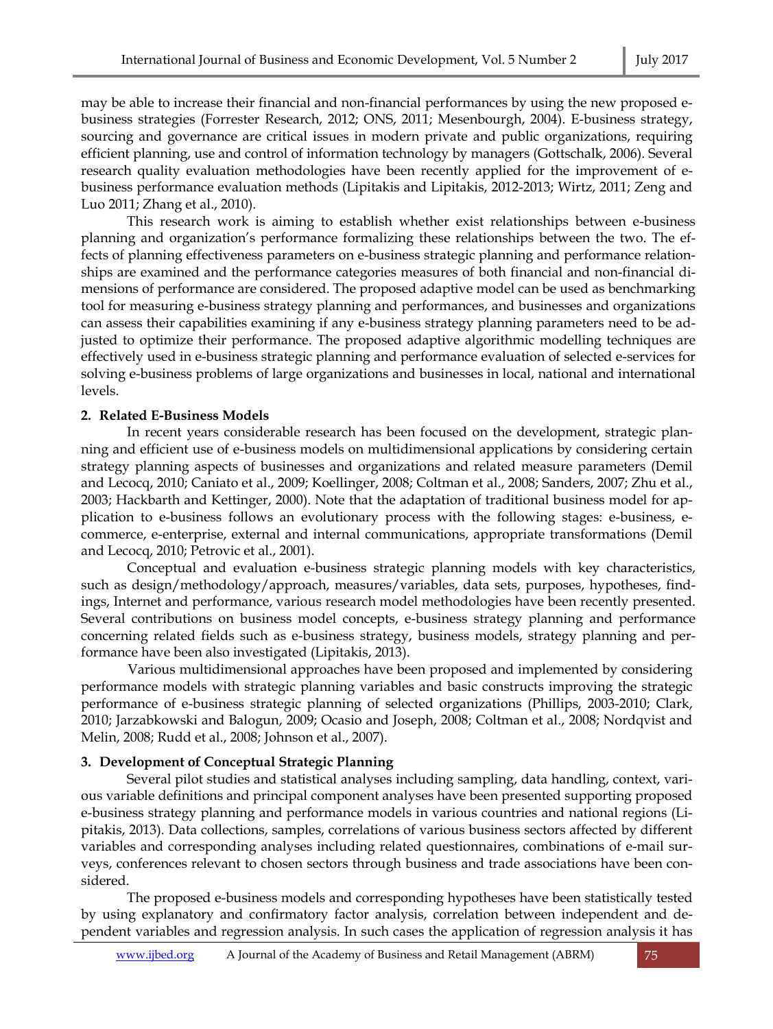may be able to increase their financial and non-financial performances by using the new proposed e-business strategies (Forrester Research, 2012; ONS, 2011; Mesenbourgh, 2004). E-business strategy, sourcing and governance are critical issues in modern private and public organizations, requiring efficient planning, use and control of information technology by managers (Gottschalk, 2006). Several research quality evaluation methodologies have been recently applied for the improvement of e-business performance evaluation methods (Lipitakis and Lipitakis, 2012-2013; Wirtz, 2011; Zeng and Luo 2011; Zhang et al., 2010).

This research work is aiming to establish whether exist relationships between e-business planning and organization's performance formalizing these relationships between the two. The effects of planning effectiveness parameters on e-business strategic planning and performance relationships are examined and the performance categories measures of both financial and non-financial dimensions of performance are considered. The proposed adaptive model can be used as benchmarking tool for measuring e-business strategy planning and performances, and businesses and organizations can assess their capabilities examining if any e-business strategy planning parameters need to be adjusted to optimize their performance. The proposed adaptive algorithmic modelling techniques are effectively used in e-business strategic planning and performance evaluation of selected e-services for solving e-business problems of large organizations and businesses in local, national and international levels.

## 2. Related E-Business Models

In recent years considerable research has been focused on the development, strategic planning and efficient use of e-business models on multidimensional applications by considering certain strategy planning aspects of businesses and organizations and related measure parameters (Demil and Lecocq, 2010; Caniato et al., 2009; Koellinger, 2008; Coltman et al., 2008; Sanders, 2007; Zhu et al., 2003; Hackbarth and Kettinger, 2000). Note that the adaptation of traditional business model for application to e-business follows an evolutionary process with the following stages: e-business, e-commerce, e-enterprise, external and internal communications, appropriate transformations (Demil and Lecocq, 2010; Petrovic et al., 2001).

Conceptual and evaluation e-business strategic planning models with key characteristics, such as design/methodology/approach, measures/variables, data sets, purposes, hypotheses, findings, Internet and performance, various research model methodologies have been recently presented. Several contributions on business model concepts, e-business strategy planning and performance concerning related fields such as e-business strategy, business models, strategy planning and performance have been also investigated (Lipitakis, 2013).

Various multidimensional approaches have been proposed and implemented by considering performance models with strategic planning variables and basic constructs improving the strategic performance of e-business strategic planning of selected organizations (Phillips, 2003-2010; Clark, 2010; Jarzabkowski and Balogun, 2009; Ocasio and Joseph, 2008; Coltman et al., 2008; Nordqvist and Melin, 2008; Rudd et al., 2008; Johnson et al., 2007).

## 3. Development of Conceptual Strategic Planning

Several pilot studies and statistical analyses including sampling, data handling, context, various variable definitions and principal component analyses have been presented supporting proposed e-business strategy planning and performance models in various countries and national regions (Lipitakis, 2013). Data collections, samples, correlations of various business sectors affected by different variables and corresponding analyses including related questionnaires, combinations of e-mail surveys, conferences relevant to chosen sectors through business and trade associations have been considered.

The proposed e-business models and corresponding hypotheses have been statistically tested by using explanatory and confirmatory factor analysis, correlation between independent and dependent variables and regression analysis. In such cases the application of regression analysis it has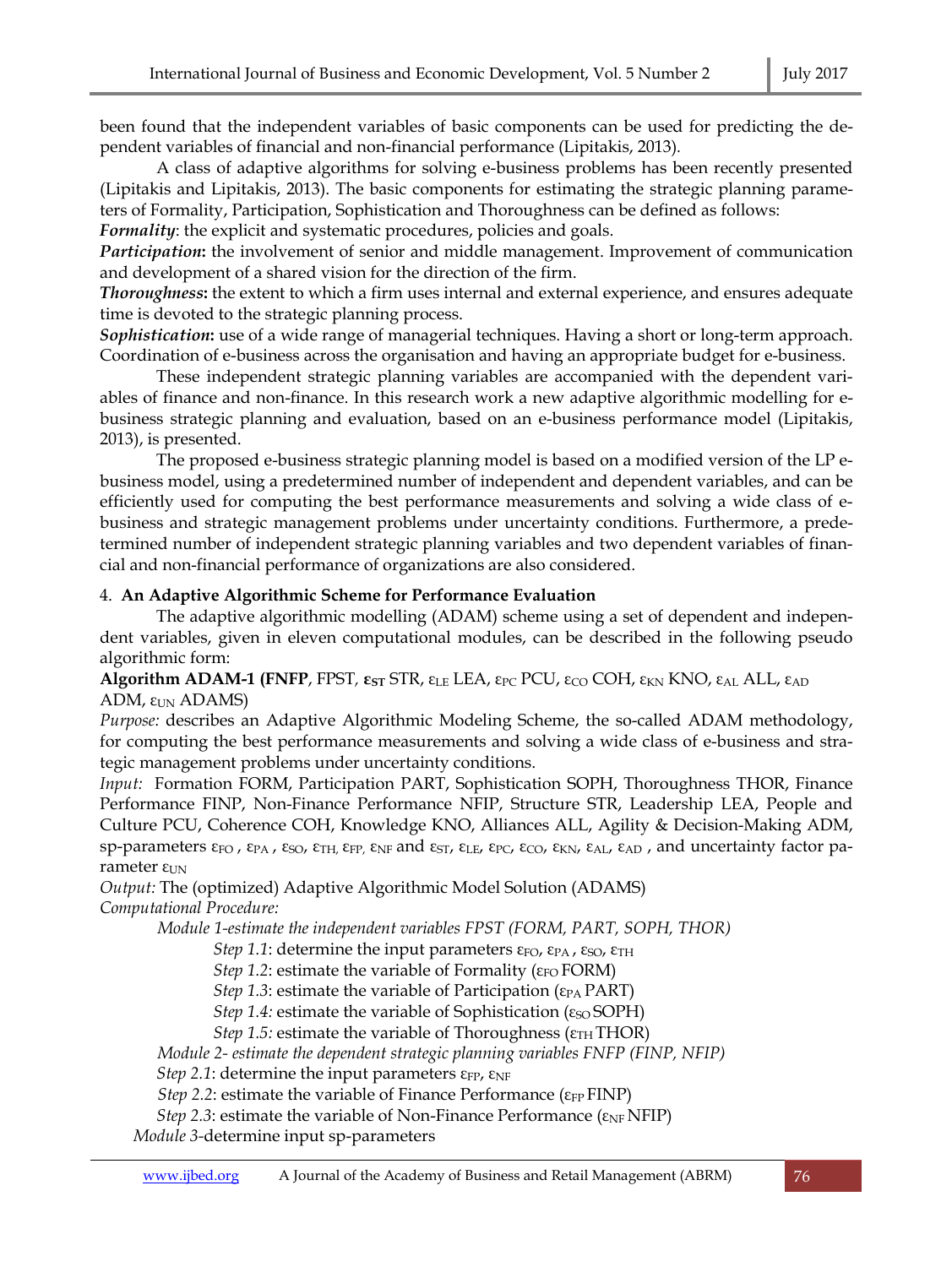been found that the independent variables of basic components can be used for predicting the dependent variables of financial and non-financial performance (Lipitakis, 2013).

A class of adaptive algorithms for solving e-business problems has been recently presented (Lipitakis and Lipitakis, 2013). The basic components for estimating the strategic planning parameters of Formality, Participation, Sophistication and Thoroughness can be defined as follows:

***Formality***: the explicit and systematic procedures, policies and goals.

***Participation*****:** the involvement of senior and middle management. Improvement of communication and development of a shared vision for the direction of the firm.

***Thoroughness*****:** the extent to which a firm uses internal and external experience, and ensures adequate time is devoted to the strategic planning process.

***Sophistication*****:** use of a wide range of managerial techniques. Having a short or long-term approach. Coordination of e-business across the organisation and having an appropriate budget for e-business.

These independent strategic planning variables are accompanied with the dependent variables of finance and non-finance. In this research work a new adaptive algorithmic modelling for e-business strategic planning and evaluation, based on an e-business performance model (Lipitakis, 2013), is presented.

The proposed e-business strategic planning model is based on a modified version of the LP e-business model, using a predetermined number of independent and dependent variables, and can be efficiently used for computing the best performance measurements and solving a wide class of e-business and strategic management problems under uncertainty conditions. Furthermore, a predetermined number of independent strategic planning variables and two dependent variables of financial and non-financial performance of organizations are also considered.

## 4. An Adaptive Algorithmic Scheme for Performance Evaluation

The adaptive algorithmic modelling (ADAM) scheme using a set of dependent and independent variables, given in eleven computational modules, can be described in the following pseudo algorithmic form:

**Algorithm ADAM-1 (FNFP**, FPST, $\boldsymbol{\varepsilon_{ST}}$ STR, $\varepsilon_{LE}$ LEA, $\varepsilon_{PC}$ PCU, $\varepsilon_{CO}$ COH, $\varepsilon_{KN}$ KNO, $\varepsilon_{AL}$ ALL, $\varepsilon_{AD}$ ADM, $\varepsilon_{UN}$ ADAMS)

*Purpose:* describes an Adaptive Algorithmic Modeling Scheme, the so-called ADAM methodology, for computing the best performance measurements and solving a wide class of e-business and strategic management problems under uncertainty conditions.

*Input:* Formation FORM, Participation PART, Sophistication SOPH, Thoroughness THOR, Finance Performance FINP, Non-Finance Performance NFIP, Structure STR, Leadership LEA, People and Culture PCU, Coherence COH, Knowledge KNO, Alliances ALL, Agility & Decision-Making ADM, sp-parameters $\varepsilon_{FO}$ , $\varepsilon_{PA}$ , $\varepsilon_{SO}$, $\varepsilon_{TH,}$ $\varepsilon_{FP,}$ $\varepsilon_{NF}$ and $\varepsilon_{ST}$, $\varepsilon_{LE}$, $\varepsilon_{PC}$, $\varepsilon_{CO}$, $\varepsilon_{KN}$, $\varepsilon_{AL}$, $\varepsilon_{AD}$ , and uncertainty factor parameter $\varepsilon_{UN}$

*Output:* The (optimized) Adaptive Algorithmic Model Solution (ADAMS)

*Computational Procedure:*

*Module 1-estimate the independent variables FPST (FORM, PART, SOPH, THOR)*

*Step 1.1*: determine the input parameters $\varepsilon_{FO}$, $\varepsilon_{PA}$ , $\varepsilon_{SO}$, $\varepsilon_{TH}$

*Step 1.2*: estimate the variable of Formality ($\varepsilon_{FO}$ FORM)

*Step 1.3*: estimate the variable of Participation ($\varepsilon_{PA}$ PART)

*Step 1.4:* estimate the variable of Sophistication ($\varepsilon_{SO}$ SOPH)

*Step 1.5:* estimate the variable of Thoroughness ($\varepsilon_{TH}$ THOR)

*Module 2- estimate the dependent strategic planning variables FNFP (FINP, NFIP)*

*Step 2.1*: determine the input parameters $\varepsilon_{FP}$, $\varepsilon_{NF}$

*Step 2.2*: estimate the variable of Finance Performance ($\varepsilon_{FP}$ FINP)

*Step 2.3*: estimate the variable of Non-Finance Performance ($\varepsilon_{NF}$ NFIP)

*Module 3*-determine input sp-parameters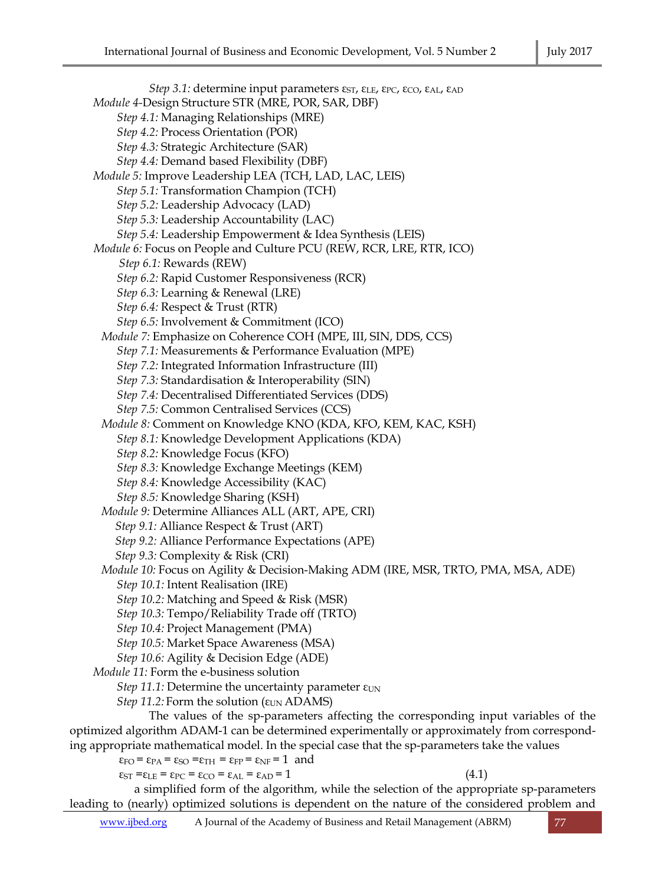*Step 3.1:* determine input parameters $\varepsilon_{ST}$, $\varepsilon_{LE}$, $\varepsilon_{PC}$, $\varepsilon_{CO}$, $\varepsilon_{AL}$, $\varepsilon_{AD}$

*Module 4*-Design Structure STR (MRE, POR, SAR, DBF)

- *Step 4.1:* Managing Relationships (MRE)
- *Step 4.2:* Process Orientation (POR)
- *Step 4.3:* Strategic Architecture (SAR)
- *Step 4.4:* Demand based Flexibility (DBF)

*Module 5:* Improve Leadership LEA (TCH, LAD, LAC, LEIS)

- *Step 5.1:* Transformation Champion (TCH)
- *Step 5.2:* Leadership Advocacy (LAD)
- *Step 5.3:* Leadership Accountability (LAC)
- *Step 5.4:* Leadership Empowerment & Idea Synthesis (LEIS)

*Module 6:* Focus on People and Culture PCU (REW, RCR, LRE, RTR, ICO)

- *Step 6.1:* Rewards (REW)
- *Step 6.2:* Rapid Customer Responsiveness (RCR)
- *Step 6.3:* Learning & Renewal (LRE)
- *Step 6.4:* Respect & Trust (RTR)
- *Step 6.5:* Involvement & Commitment (ICO)

*Module 7:* Emphasize on Coherence COH (MPE, III, SIN, DDS, CCS)

- *Step 7.1:* Measurements & Performance Evaluation (MPE)
- *Step 7.2:* Integrated Information Infrastructure (III)
- *Step 7.3:* Standardisation & Interoperability (SIN)
- *Step 7.4:* Decentralised Differentiated Services (DDS)
- *Step 7.5:* Common Centralised Services (CCS)

*Module 8:* Comment on Knowledge KNO (KDA, KFO, KEM, KAC, KSH)

- *Step 8.1:* Knowledge Development Applications (KDA)
- *Step 8.2:* Knowledge Focus (KFO)
- *Step 8.3:* Knowledge Exchange Meetings (KEM)
- *Step 8.4:* Knowledge Accessibility (KAC)
- *Step 8.5:* Knowledge Sharing (KSH)

*Module 9:* Determine Alliances ALL (ART, APE, CRI)

- *Step 9.1:* Alliance Respect & Trust (ART)
- *Step 9.2:* Alliance Performance Expectations (APE)
- *Step 9.3:* Complexity & Risk (CRI)

*Module 10:* Focus on Agility & Decision-Making ADM (IRE, MSR, TRTO, PMA, MSA, ADE)

- *Step 10.1:* Intent Realisation (IRE)
- *Step 10.2:* Matching and Speed & Risk (MSR)
- *Step 10.3:* Tempo/Reliability Trade off (TRTO)
- *Step 10.4:* Project Management (PMA)
- *Step 10.5:* Market Space Awareness (MSA)
- *Step 10.6:* Agility & Decision Edge (ADE)

*Module 11:* Form the e-business solution

- *Step 11.1:* Determine the uncertainty parameter $\varepsilon_{UN}$
- *Step 11.2:* Form the solution ($\varepsilon_{UN}$ ADAMS)

The values of the sp-parameters affecting the corresponding input variables of the optimized algorithm ADAM-1 can be determined experimentally or approximately from corresponding appropriate mathematical model. In the special case that the sp-parameters take the values

$$\varepsilon_{FO} = \varepsilon_{PA} = \varepsilon_{SO} = \varepsilon_{TH} = \varepsilon_{FP} = \varepsilon_{NF} = 1 \text{ and}$$

$$\varepsilon_{ST} = \varepsilon_{LE} = \varepsilon_{PC} = \varepsilon_{CO} = \varepsilon_{AL} = \varepsilon_{AD} = 1 \quad (4.1)$$

a simplified form of the algorithm, while the selection of the appropriate sp-parameters leading to (nearly) optimized solutions is dependent on the nature of the considered problem and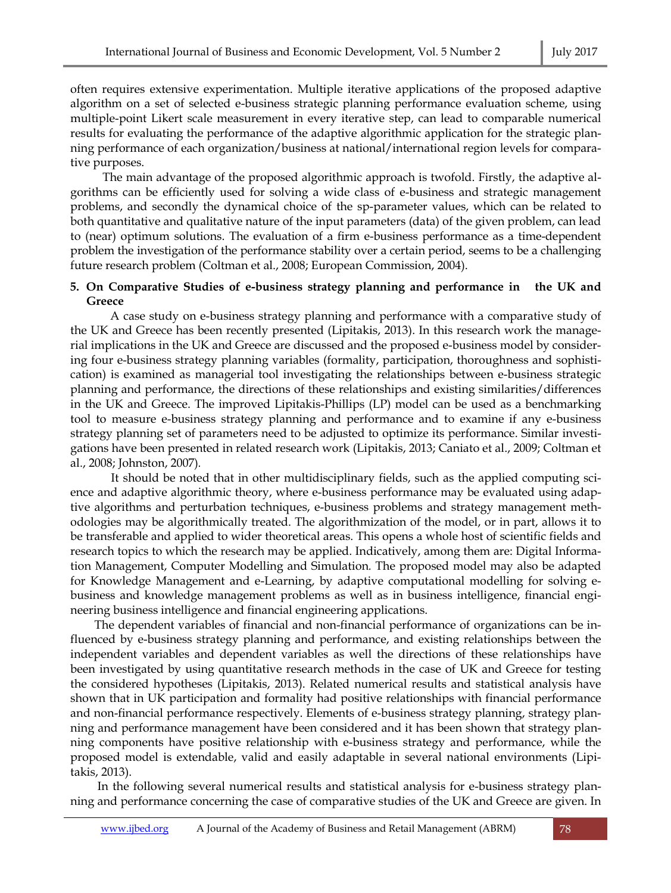often requires extensive experimentation. Multiple iterative applications of the proposed adaptive algorithm on a set of selected e-business strategic planning performance evaluation scheme, using multiple-point Likert scale measurement in every iterative step, can lead to comparable numerical results for evaluating the performance of the adaptive algorithmic application for the strategic planning performance of each organization/business at national/international region levels for comparative purposes.

The main advantage of the proposed algorithmic approach is twofold. Firstly, the adaptive algorithms can be efficiently used for solving a wide class of e-business and strategic management problems, and secondly the dynamical choice of the sp-parameter values, which can be related to both quantitative and qualitative nature of the input parameters (data) of the given problem, can lead to (near) optimum solutions. The evaluation of a firm e-business performance as a time-dependent problem the investigation of the performance stability over a certain period, seems to be a challenging future research problem (Coltman et al., 2008; European Commission, 2004).

## 5. On Comparative Studies of e-business strategy planning and performance in the UK and Greece

A case study on e-business strategy planning and performance with a comparative study of the UK and Greece has been recently presented (Lipitakis, 2013). In this research work the managerial implications in the UK and Greece are discussed and the proposed e-business model by considering four e-business strategy planning variables (formality, participation, thoroughness and sophistication) is examined as managerial tool investigating the relationships between e-business strategic planning and performance, the directions of these relationships and existing similarities/differences in the UK and Greece. The improved Lipitakis-Phillips (LP) model can be used as a benchmarking tool to measure e-business strategy planning and performance and to examine if any e-business strategy planning set of parameters need to be adjusted to optimize its performance. Similar investigations have been presented in related research work (Lipitakis, 2013; Caniato et al., 2009; Coltman et al., 2008; Johnston, 2007).

It should be noted that in other multidisciplinary fields, such as the applied computing science and adaptive algorithmic theory, where e-business performance may be evaluated using adaptive algorithms and perturbation techniques, e-business problems and strategy management methodologies may be algorithmically treated. The algorithmization of the model, or in part, allows it to be transferable and applied to wider theoretical areas. This opens a whole host of scientific fields and research topics to which the research may be applied. Indicatively, among them are: Digital Information Management, Computer Modelling and Simulation. The proposed model may also be adapted for Knowledge Management and e-Learning, by adaptive computational modelling for solving e-business and knowledge management problems as well as in business intelligence, financial engineering business intelligence and financial engineering applications.

The dependent variables of financial and non-financial performance of organizations can be influenced by e-business strategy planning and performance, and existing relationships between the independent variables and dependent variables as well the directions of these relationships have been investigated by using quantitative research methods in the case of UK and Greece for testing the considered hypotheses (Lipitakis, 2013). Related numerical results and statistical analysis have shown that in UK participation and formality had positive relationships with financial performance and non-financial performance respectively. Elements of e-business strategy planning, strategy planning and performance management have been considered and it has been shown that strategy planning components have positive relationship with e-business strategy and performance, while the proposed model is extendable, valid and easily adaptable in several national environments (Lipitakis, 2013).

In the following several numerical results and statistical analysis for e-business strategy planning and performance concerning the case of comparative studies of the UK and Greece are given. In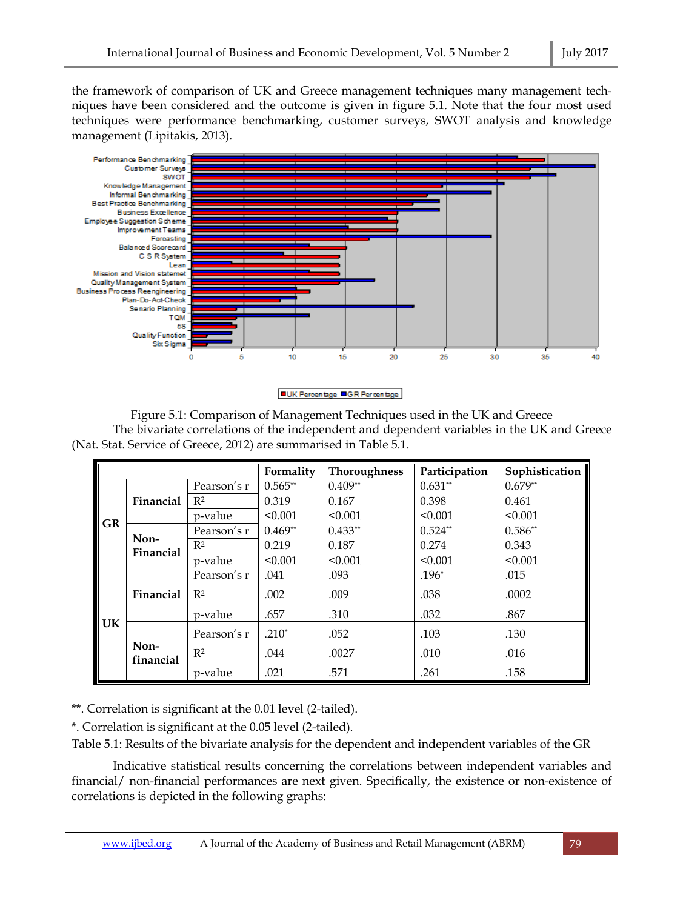the framework of comparison of UK and Greece management techniques many management techniques have been considered and the outcome is given in figure 5.1. Note that the four most used techniques were performance benchmarking, customer surveys, SWOT analysis and knowledge management (Lipitakis, 2013).

Figure 5.1: Comparison of Management Techniques used in the UK and Greece

The bivariate correlations of the independent and dependent variables in the UK and Greece (Nat. Stat. Service of Greece, 2012) are summarised in Table 5.1.

| | | | Formality | Thoroughness | Participation | Sophistication |
|---|---|---|---|---|---|---|
| GR | Financial | Pearson's r | 0.565** | 0.409** | 0.631** | 0.679** |
| | | $R^2$ | 0.319 | 0.167 | 0.398 | 0.461 |
| | | p-value | <0.001 | <0.001 | <0.001 | <0.001 |
| | Non-Financial | Pearson's r | 0.469** | 0.433** | 0.524** | 0.586** |
| | | $R^2$ | 0.219 | 0.187 | 0.274 | 0.343 |
| | | p-value | <0.001 | <0.001 | <0.001 | <0.001 |
| UK | Financial | Pearson's r | .041 | .093 | .196* | .015 |
| | | $R^2$ | .002 | .009 | .038 | .0002 |
| | | p-value | .657 | .310 | .032 | .867 |
| | Non-financial | Pearson's r | .210* | .052 | .103 | .130 |
| | | $R^2$ | .044 | .0027 | .010 | .016 |
| | | p-value | .021 | .571 | .261 | .158 |

**. Correlation is significant at the 0.01 level (2-tailed).

*. Correlation is significant at the 0.05 level (2-tailed).

Table 5.1: Results of the bivariate analysis for the dependent and independent variables of the GR

Indicative statistical results concerning the correlations between independent variables and financial/ non-financial performances are next given. Specifically, the existence or non-existence of correlations is depicted in the following graphs: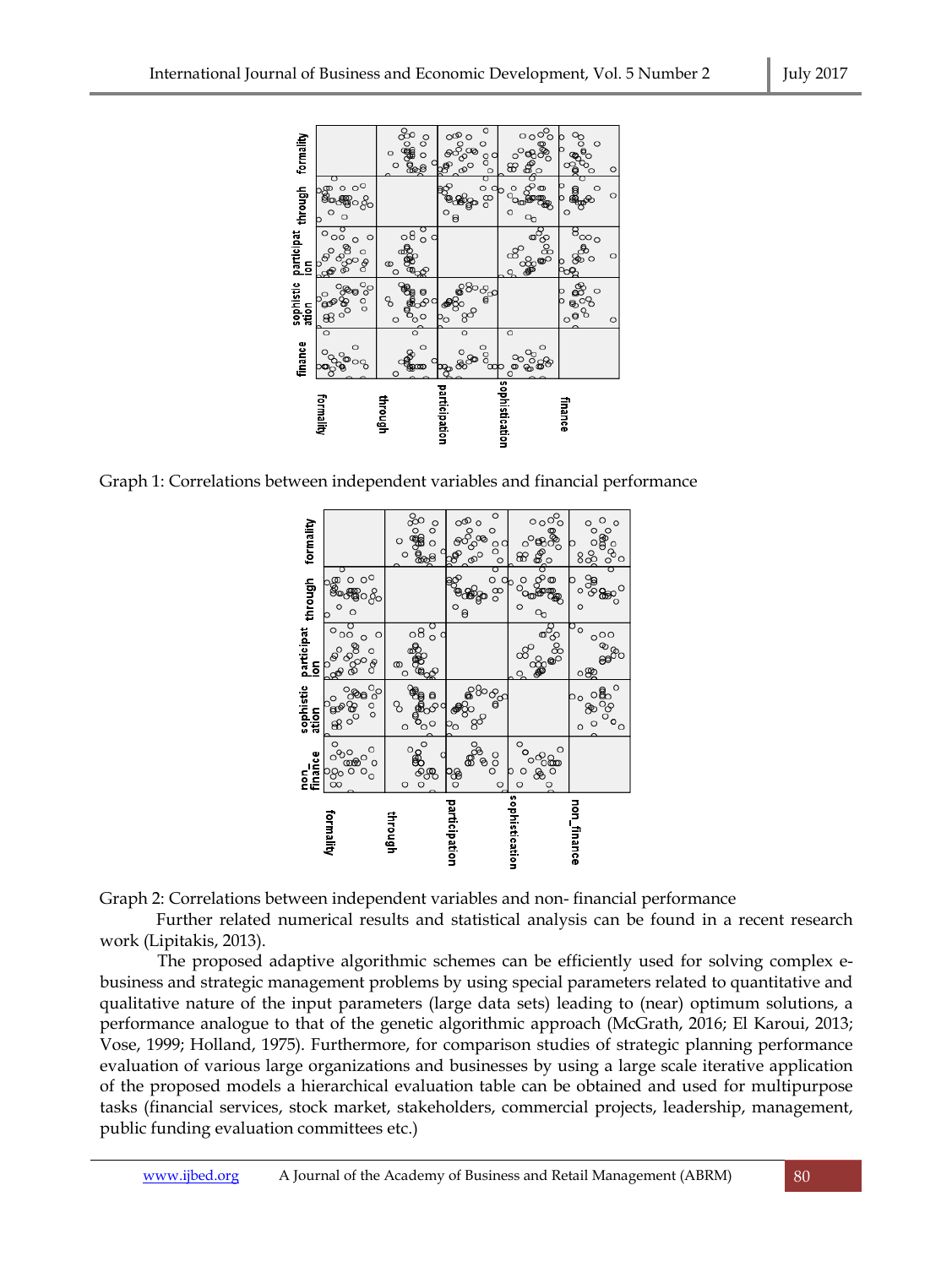Graph 1: Correlations between independent variables and financial performance

Graph 2: Correlations between independent variables and non- financial performance

Further related numerical results and statistical analysis can be found in a recent research work (Lipitakis, 2013).

The proposed adaptive algorithmic schemes can be efficiently used for solving complex e-business and strategic management problems by using special parameters related to quantitative and qualitative nature of the input parameters (large data sets) leading to (near) optimum solutions, a performance analogue to that of the genetic algorithmic approach (McGrath, 2016; El Karoui, 2013; Vose, 1999; Holland, 1975). Furthermore, for comparison studies of strategic planning performance evaluation of various large organizations and businesses by using a large scale iterative application of the proposed models a hierarchical evaluation table can be obtained and used for multipurpose tasks (financial services, stock market, stakeholders, commercial projects, leadership, management, public funding evaluation committees etc.)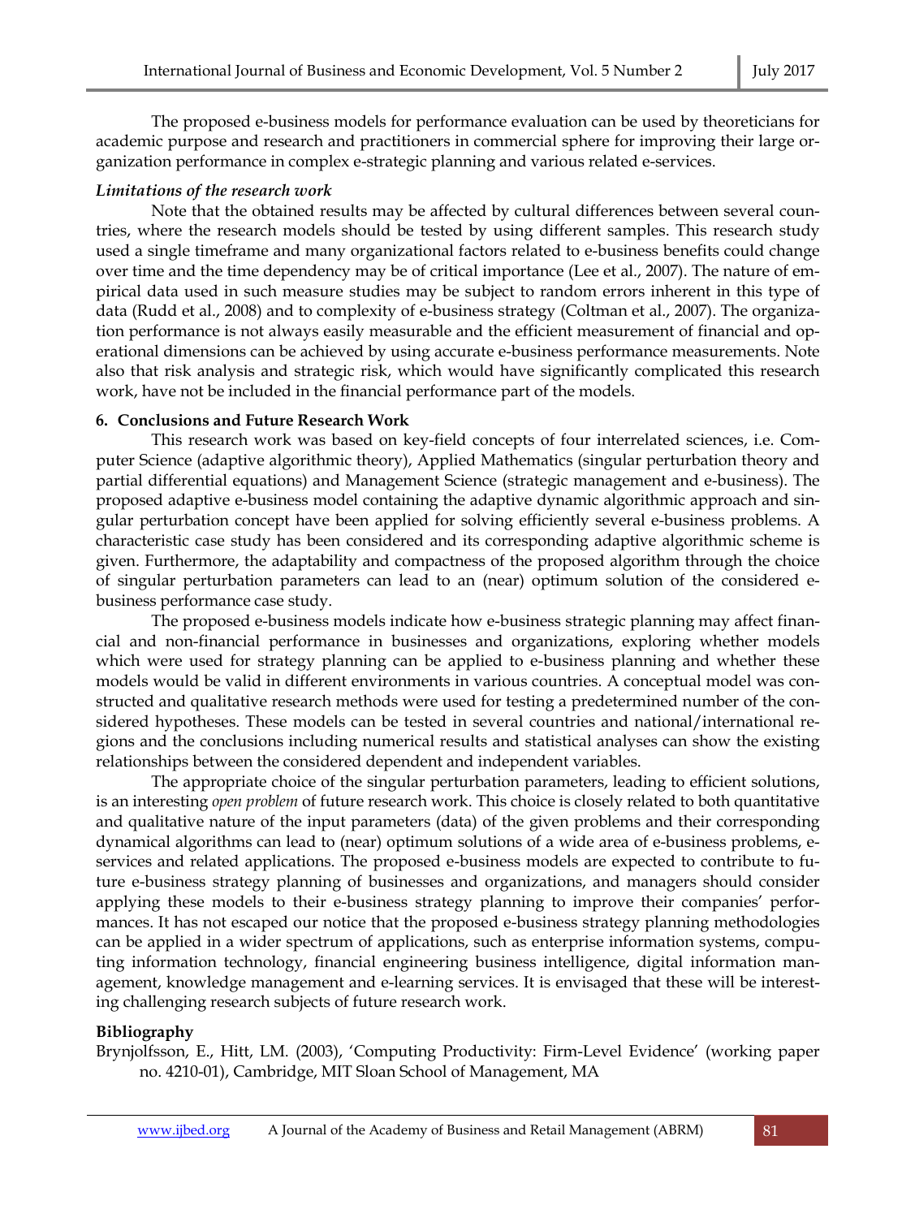The proposed e-business models for performance evaluation can be used by theoreticians for academic purpose and research and practitioners in commercial sphere for improving their large organization performance in complex e-strategic planning and various related e-services.

### *Limitations of the research work*

Note that the obtained results may be affected by cultural differences between several countries, where the research models should be tested by using different samples. This research study used a single timeframe and many organizational factors related to e-business benefits could change over time and the time dependency may be of critical importance (Lee et al., 2007). The nature of empirical data used in such measure studies may be subject to random errors inherent in this type of data (Rudd et al., 2008) and to complexity of e-business strategy (Coltman et al., 2007). The organization performance is not always easily measurable and the efficient measurement of financial and operational dimensions can be achieved by using accurate e-business performance measurements. Note also that risk analysis and strategic risk, which would have significantly complicated this research work, have not be included in the financial performance part of the models.

## 6. Conclusions and Future Research Work

This research work was based on key-field concepts of four interrelated sciences, i.e. Computer Science (adaptive algorithmic theory), Applied Mathematics (singular perturbation theory and partial differential equations) and Management Science (strategic management and e-business). The proposed adaptive e-business model containing the adaptive dynamic algorithmic approach and singular perturbation concept have been applied for solving efficiently several e-business problems. A characteristic case study has been considered and its corresponding adaptive algorithmic scheme is given. Furthermore, the adaptability and compactness of the proposed algorithm through the choice of singular perturbation parameters can lead to an (near) optimum solution of the considered e-business performance case study.

The proposed e-business models indicate how e-business strategic planning may affect financial and non-financial performance in businesses and organizations, exploring whether models which were used for strategy planning can be applied to e-business planning and whether these models would be valid in different environments in various countries. A conceptual model was constructed and qualitative research methods were used for testing a predetermined number of the considered hypotheses. These models can be tested in several countries and national/international regions and the conclusions including numerical results and statistical analyses can show the existing relationships between the considered dependent and independent variables.

The appropriate choice of the singular perturbation parameters, leading to efficient solutions, is an interesting *open problem* of future research work. This choice is closely related to both quantitative and qualitative nature of the input parameters (data) of the given problems and their corresponding dynamical algorithms can lead to (near) optimum solutions of a wide area of e-business problems, e-services and related applications. The proposed e-business models are expected to contribute to future e-business strategy planning of businesses and organizations, and managers should consider applying these models to their e-business strategy planning to improve their companies' performances. It has not escaped our notice that the proposed e-business strategy planning methodologies can be applied in a wider spectrum of applications, such as enterprise information systems, computing information technology, financial engineering business intelligence, digital information management, knowledge management and e-learning services. It is envisaged that these will be interesting challenging research subjects of future research work.

## Bibliography

Brynjolfsson, E., Hitt, LM. (2003), 'Computing Productivity: Firm-Level Evidence' (working paper no. 4210-01), Cambridge, MIT Sloan School of Management, MA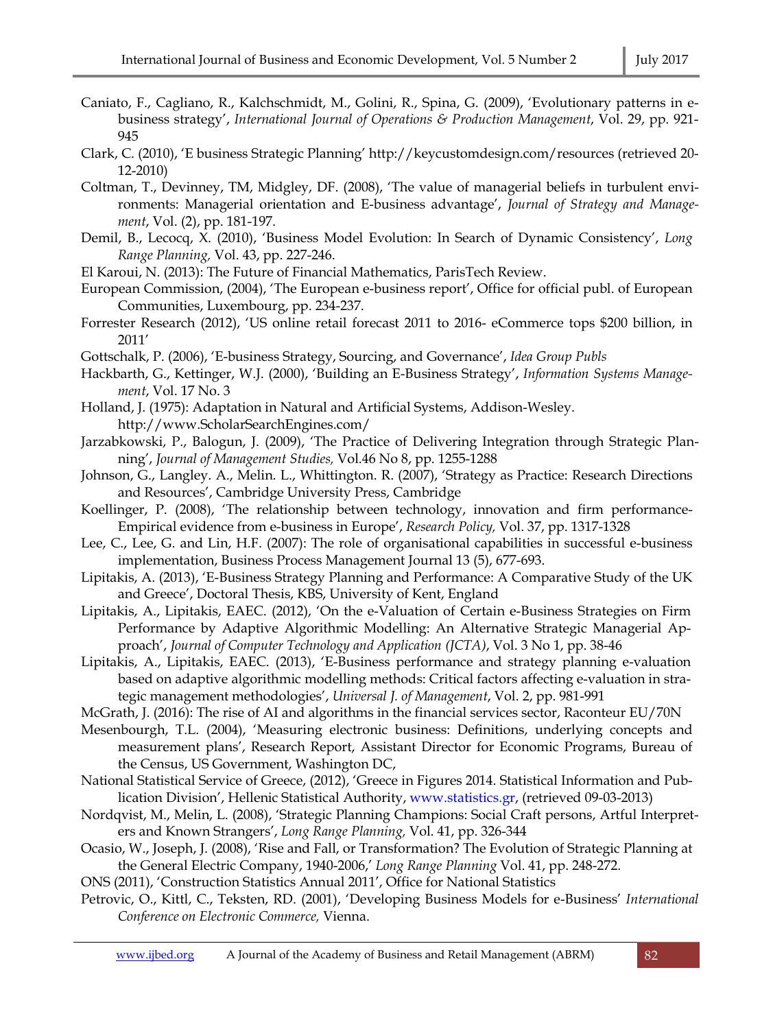Caniato, F., Cagliano, R., Kalchschmidt, M., Golini, R., Spina, G. (2009), 'Evolutionary patterns in e-business strategy', *International Journal of Operations & Production Management*, Vol. 29, pp. 921-945

Clark, C. (2010), 'E business Strategic Planning' http://keycustomdesign.com/resources (retrieved 20-12-2010)

Coltman, T., Devinney, TM, Midgley, DF. (2008), 'The value of managerial beliefs in turbulent environments: Managerial orientation and E-business advantage', *Journal of Strategy and Management*, Vol. (2), pp. 181-197.

Demil, B., Lecocq, X. (2010), 'Business Model Evolution: In Search of Dynamic Consistency', *Long Range Planning,* Vol. 43, pp. 227-246.

El Karoui, N. (2013): The Future of Financial Mathematics, ParisTech Review.

European Commission, (2004), 'The European e-business report', Office for official publ. of European Communities, Luxembourg, pp. 234-237.

Forrester Research (2012), 'US online retail forecast 2011 to 2016- eCommerce tops $200 billion, in 2011'

Gottschalk, P. (2006), 'E-business Strategy, Sourcing, and Governance', *Idea Group Publs*

Hackbarth, G., Kettinger, W.J. (2000), 'Building an E-Business Strategy', *Information Systems Management*, Vol. 17 No. 3

Holland, J. (1975): Adaptation in Natural and Artificial Systems, Addison-Wesley. http://www.ScholarSearchEngines.com/

Jarzabkowski, P., Balogun, J. (2009), 'The Practice of Delivering Integration through Strategic Planning', *Journal of Management Studies,* Vol.46 No 8, pp. 1255-1288

Johnson, G., Langley. A., Melin. L., Whittington. R. (2007), 'Strategy as Practice: Research Directions and Resources', Cambridge University Press, Cambridge

Koellinger, P. (2008), 'The relationship between technology, innovation and firm performance-Empirical evidence from e-business in Europe', *Research Policy,* Vol. 37, pp. 1317-1328

Lee, C., Lee, G. and Lin, H.F. (2007): The role of organisational capabilities in successful e-business implementation, Business Process Management Journal 13 (5), 677-693.

Lipitakis, A. (2013), 'E-Business Strategy Planning and Performance: A Comparative Study of the UK and Greece', Doctoral Thesis, KBS, University of Kent, England

Lipitakis, A., Lipitakis, EAEC. (2012), 'On the e-Valuation of Certain e-Business Strategies on Firm Performance by Adaptive Algorithmic Modelling: An Alternative Strategic Managerial Approach', *Journal of Computer Technology and Application (JCTA)*, Vol. 3 No 1, pp. 38-46

Lipitakis, A., Lipitakis, EAEC. (2013), 'E-Business performance and strategy planning e-valuation based on adaptive algorithmic modelling methods: Critical factors affecting e-valuation in strategic management methodologies', *Universal J. of Management*, Vol. 2, pp. 981-991

McGrath, J. (2016): The rise of AI and algorithms in the financial services sector, Raconteur EU/70N

Mesenbourgh, T.L. (2004), 'Measuring electronic business: Definitions, underlying concepts and measurement plans', Research Report, Assistant Director for Economic Programs, Bureau of the Census, US Government, Washington DC,

National Statistical Service of Greece, (2012), 'Greece in Figures 2014. Statistical Information and Publication Division', Hellenic Statistical Authority, www.statistics.gr, (retrieved 09-03-2013)

Nordqvist, M., Melin, L. (2008), 'Strategic Planning Champions: Social Craft persons, Artful Interpreters and Known Strangers', *Long Range Planning,* Vol. 41, pp. 326-344

Ocasio, W., Joseph, J. (2008), 'Rise and Fall, or Transformation? The Evolution of Strategic Planning at the General Electric Company, 1940-2006,' *Long Range Planning* Vol. 41, pp. 248-272.

ONS (2011), 'Construction Statistics Annual 2011', Office for National Statistics

Petrovic, O., Kittl, C., Teksten, RD. (2001), 'Developing Business Models for e-Business' *International Conference on Electronic Commerce,* Vienna.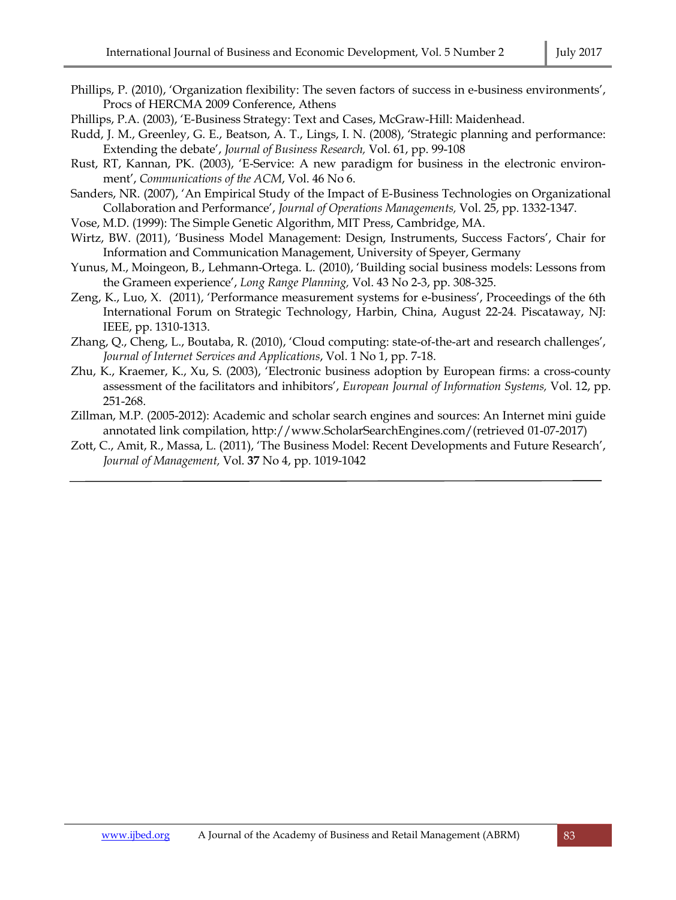Phillips, P. (2010), 'Organization flexibility: The seven factors of success in e-business environments', Procs of HERCMA 2009 Conference, Athens

Phillips, P.A. (2003), 'E-Business Strategy: Text and Cases, McGraw-Hill: Maidenhead.

Rudd, J. M., Greenley, G. E., Beatson, A. T., Lings, I. N. (2008), 'Strategic planning and performance: Extending the debate', *Journal of Business Research,* Vol. 61, pp. 99-108

Rust, RT, Kannan, PK. (2003), 'E-Service: A new paradigm for business in the electronic environment', *Communications of the ACM*, Vol. 46 No 6.

Sanders, NR. (2007), 'An Empirical Study of the Impact of E-Business Technologies on Organizational Collaboration and Performance', *Journal of Operations Managements,* Vol. 25, pp. 1332-1347.

Vose, M.D. (1999): The Simple Genetic Algorithm, MIT Press, Cambridge, MA.

Wirtz, BW. (2011), 'Business Model Management: Design, Instruments, Success Factors', Chair for Information and Communication Management, University of Speyer, Germany

Yunus, M., Moingeon, B., Lehmann-Ortega. L. (2010), 'Building social business models: Lessons from the Grameen experience', *Long Range Planning,* Vol. 43 No 2-3, pp. 308-325.

Zeng, K., Luo, X. (2011), 'Performance measurement systems for e-business', Proceedings of the 6th International Forum on Strategic Technology, Harbin, China, August 22-24. Piscataway, NJ: IEEE, pp. 1310-1313.

Zhang, Q., Cheng, L., Boutaba, R. (2010), 'Cloud computing: state-of-the-art and research challenges', *Journal of Internet Services and Applications*, Vol. 1 No 1, pp. 7-18.

Zhu, K., Kraemer, K., Xu, S. (2003), 'Electronic business adoption by European firms: a cross-county assessment of the facilitators and inhibitors', *European Journal of Information Systems,* Vol. 12, pp. 251-268.

Zillman, M.P. (2005-2012): Academic and scholar search engines and sources: An Internet mini guide annotated link compilation, http://www.ScholarSearchEngines.com/(retrieved 01-07-2017)

Zott, C., Amit, R., Massa, L. (2011), 'The Business Model: Recent Developments and Future Research', *Journal of Management,* Vol. **37** No 4, pp. 1019-1042